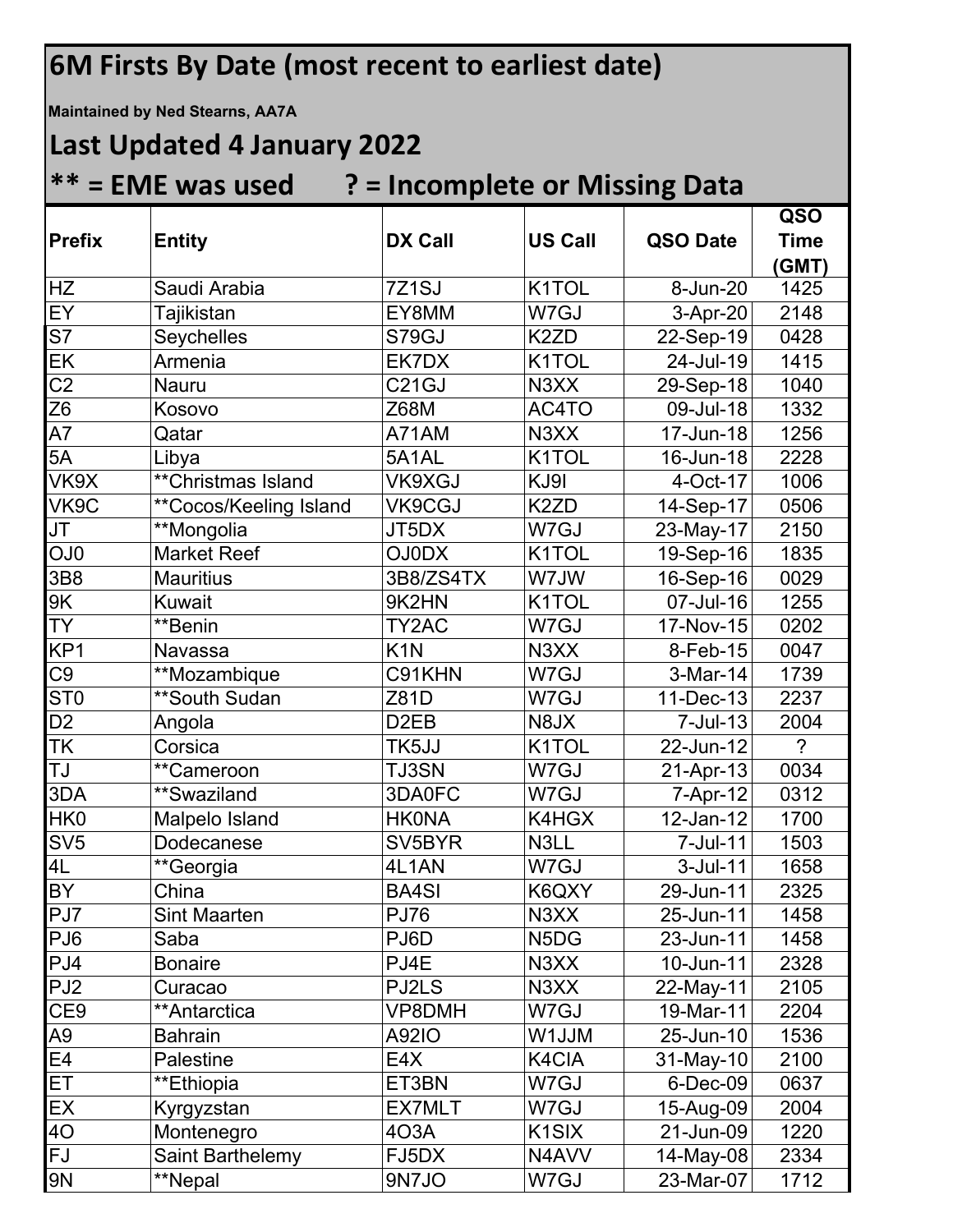# 6M Firsts By Date (most recent to earliest date)

**Maintained by Ned Stearns, AA7A**

## Last Updated 4 January 2022

## ** = EME was used      ? = Incomplete or Missing Data

| Prefix | Entity | DX Call | US Call | QSO Date | QSO Time (GMT) |
|---|---|---|---|---|---|
| HZ | Saudi Arabia | 7Z1SJ | K1TOL | 8-Jun-20 | 1425 |
| EY | Tajikistan | EY8MM | W7GJ | 3-Apr-20 | 2148 |
| S7 | Seychelles | S79GJ | K2ZD | 22-Sep-19 | 0428 |
| EK | Armenia | EK7DX | K1TOL | 24-Jul-19 | 1415 |
| C2 | Nauru | C21GJ | N3XX | 29-Sep-18 | 1040 |
| Z6 | Kosovo | Z68M | AC4TO | 09-Jul-18 | 1332 |
| A7 | Qatar | A71AM | N3XX | 17-Jun-18 | 1256 |
| 5A | Libya | 5A1AL | K1TOL | 16-Jun-18 | 2228 |
| VK9X | **Christmas Island | VK9XGJ | KJ9I | 4-Oct-17 | 1006 |
| VK9C | **Cocos/Keeling Island | VK9CGJ | K2ZD | 14-Sep-17 | 0506 |
| JT | **Mongolia | JT5DX | W7GJ | 23-May-17 | 2150 |
| OJ0 | Market Reef | OJ0DX | K1TOL | 19-Sep-16 | 1835 |
| 3B8 | Mauritius | 3B8/ZS4TX | W7JW | 16-Sep-16 | 0029 |
| 9K | Kuwait | 9K2HN | K1TOL | 07-Jul-16 | 1255 |
| TY | **Benin | TY2AC | W7GJ | 17-Nov-15 | 0202 |
| KP1 | Navassa | K1N | N3XX | 8-Feb-15 | 0047 |
| C9 | **Mozambique | C91KHN | W7GJ | 3-Mar-14 | 1739 |
| ST0 | **South Sudan | Z81D | W7GJ | 11-Dec-13 | 2237 |
| D2 | Angola | D2EB | N8JX | 7-Jul-13 | 2004 |
| TK | Corsica | TK5JJ | K1TOL | 22-Jun-12 | ? |
| TJ | **Cameroon | TJ3SN | W7GJ | 21-Apr-13 | 0034 |
| 3DA | **Swaziland | 3DA0FC | W7GJ | 7-Apr-12 | 0312 |
| HK0 | Malpelo Island | HK0NA | K4HGX | 12-Jan-12 | 1700 |
| SV5 | Dodecanese | SV5BYR | N3LL | 7-Jul-11 | 1503 |
| 4L | **Georgia | 4L1AN | W7GJ | 3-Jul-11 | 1658 |
| BY | China | BA4SI | K6QXY | 29-Jun-11 | 2325 |
| PJ7 | Sint Maarten | PJ76 | N3XX | 25-Jun-11 | 1458 |
| PJ6 | Saba | PJ6D | N5DG | 23-Jun-11 | 1458 |
| PJ4 | Bonaire | PJ4E | N3XX | 10-Jun-11 | 2328 |
| PJ2 | Curacao | PJ2LS | N3XX | 22-May-11 | 2105 |
| CE9 | **Antarctica | VP8DMH | W7GJ | 19-Mar-11 | 2204 |
| A9 | Bahrain | A92IO | W1JJM | 25-Jun-10 | 1536 |
| E4 | Palestine | E4X | K4CIA | 31-May-10 | 2100 |
| ET | **Ethiopia | ET3BN | W7GJ | 6-Dec-09 | 0637 |
| EX | Kyrgyzstan | EX7MLT | W7GJ | 15-Aug-09 | 2004 |
| 4O | Montenegro | 4O3A | K1SIX | 21-Jun-09 | 1220 |
| FJ | Saint Barthelemy | FJ5DX | N4AVV | 14-May-08 | 2334 |
| 9N | **Nepal | 9N7JO | W7GJ | 23-Mar-07 | 1712 |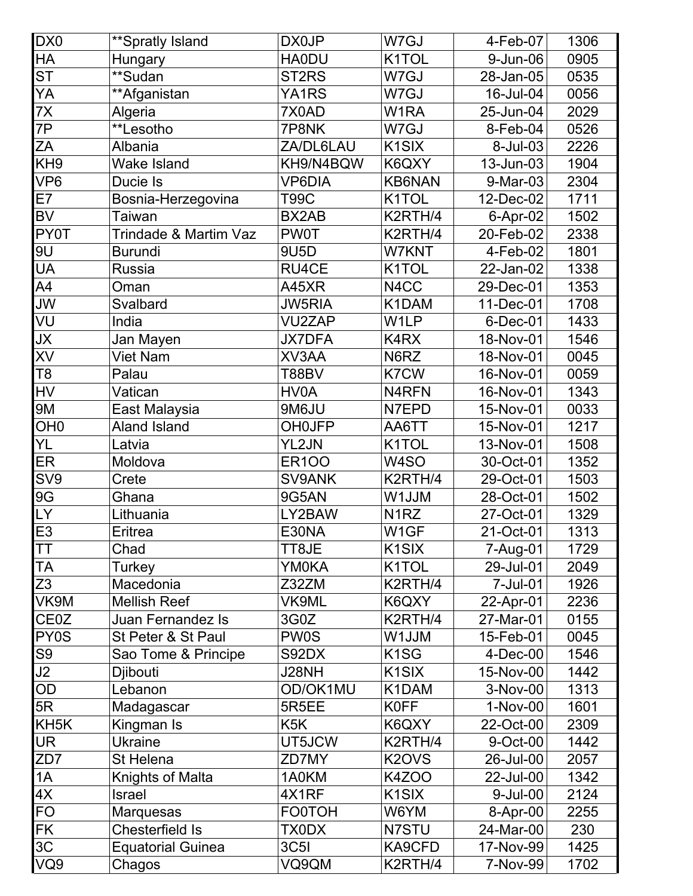| | | | | | |
|---|---|---|---|---|---|
| DX0 | **Spratly Island | DX0JP | W7GJ | 4-Feb-07 | 1306 |
| HA | Hungary | HA0DU | K1TOL | 9-Jun-06 | 0905 |
| ST | **Sudan | ST2RS | W7GJ | 28-Jan-05 | 0535 |
| YA | **Afganistan | YA1RS | W7GJ | 16-Jul-04 | 0056 |
| 7X | Algeria | 7X0AD | W1RA | 25-Jun-04 | 2029 |
| 7P | **Lesotho | 7P8NK | W7GJ | 8-Feb-04 | 0526 |
| ZA | Albania | ZA/DL6LAU | K1SIX | 8-Jul-03 | 2226 |
| KH9 | Wake Island | KH9/N4BQW | K6QXY | 13-Jun-03 | 1904 |
| VP6 | Ducie Is | VP6DIA | KB6NAN | 9-Mar-03 | 2304 |
| E7 | Bosnia-Herzegovina | T99C | K1TOL | 12-Dec-02 | 1711 |
| BV | Taiwan | BX2AB | K2RTH/4 | 6-Apr-02 | 1502 |
| PY0T | Trindade & Martim Vaz | PW0T | K2RTH/4 | 20-Feb-02 | 2338 |
| 9U | Burundi | 9U5D | W7KNT | 4-Feb-02 | 1801 |
| UA | Russia | RU4CE | K1TOL | 22-Jan-02 | 1338 |
| A4 | Oman | A45XR | N4CC | 29-Dec-01 | 1353 |
| JW | Svalbard | JW5RIA | K1DAM | 11-Dec-01 | 1708 |
| VU | India | VU2ZAP | W1LP | 6-Dec-01 | 1433 |
| JX | Jan Mayen | JX7DFA | K4RX | 18-Nov-01 | 1546 |
| XV | Viet Nam | XV3AA | N6RZ | 18-Nov-01 | 0045 |
| T8 | Palau | T88BV | K7CW | 16-Nov-01 | 0059 |
| HV | Vatican | HV0A | N4RFN | 16-Nov-01 | 1343 |
| 9M | East Malaysia | 9M6JU | N7EPD | 15-Nov-01 | 0033 |
| OH0 | Aland Island | OH0JFP | AA6TT | 15-Nov-01 | 1217 |
| YL | Latvia | YL2JN | K1TOL | 13-Nov-01 | 1508 |
| ER | Moldova | ER1OO | W4SO | 30-Oct-01 | 1352 |
| SV9 | Crete | SV9ANK | K2RTH/4 | 29-Oct-01 | 1503 |
| 9G | Ghana | 9G5AN | W1JJM | 28-Oct-01 | 1502 |
| LY | Lithuania | LY2BAW | N1RZ | 27-Oct-01 | 1329 |
| E3 | Eritrea | E30NA | W1GF | 21-Oct-01 | 1313 |
| TT | Chad | TT8JE | K1SIX | 7-Aug-01 | 1729 |
| TA | Turkey | YM0KA | K1TOL | 29-Jul-01 | 2049 |
| Z3 | Macedonia | Z32ZM | K2RTH/4 | 7-Jul-01 | 1926 |
| VK9M | Mellish Reef | VK9ML | K6QXY | 22-Apr-01 | 2236 |
| CE0Z | Juan Fernandez Is | 3G0Z | K2RTH/4 | 27-Mar-01 | 0155 |
| PY0S | St Peter & St Paul | PW0S | W1JJM | 15-Feb-01 | 0045 |
| S9 | Sao Tome & Principe | S92DX | K1SG | 4-Dec-00 | 1546 |
| J2 | Djibouti | J28NH | K1SIX | 15-Nov-00 | 1442 |
| OD | Lebanon | OD/OK1MU | K1DAM | 3-Nov-00 | 1313 |
| 5R | Madagascar | 5R5EE | K0FF | 1-Nov-00 | 1601 |
| KH5K | Kingman Is | K5K | K6QXY | 22-Oct-00 | 2309 |
| UR | Ukraine | UT5JCW | K2RTH/4 | 9-Oct-00 | 1442 |
| ZD7 | St Helena | ZD7MY | K2OVS | 26-Jul-00 | 2057 |
| 1A | Knights of Malta | 1A0KM | K4ZOO | 22-Jul-00 | 1342 |
| 4X | Israel | 4X1RF | K1SIX | 9-Jul-00 | 2124 |
| FO | Marquesas | FO0TOH | W6YM | 8-Apr-00 | 2255 |
| FK | Chesterfield Is | TX0DX | N7STU | 24-Mar-00 | 230 |
| 3C | Equatorial Guinea | 3C5I | KA9CFD | 17-Nov-99 | 1425 |
| VQ9 | Chagos | VQ9QM | K2RTH/4 | 7-Nov-99 | 1702 |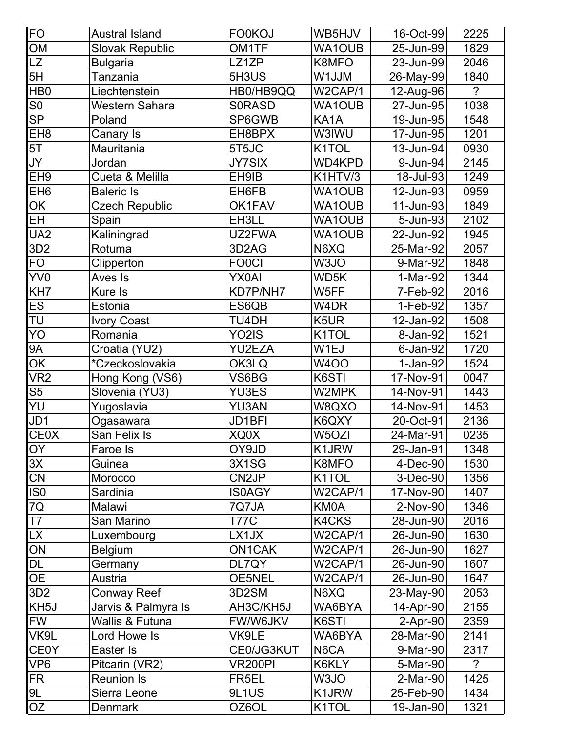| | | | | | |
|---|---|---|---|---|---|
| FO | Austral Island | FO0KOJ | WB5HJV | 16-Oct-99 | 2225 |
| OM | Slovak Republic | OM1TF | WA1OUB | 25-Jun-99 | 1829 |
| LZ | Bulgaria | LZ1ZP | K8MFO | 23-Jun-99 | 2046 |
| 5H | Tanzania | 5H3US | W1JJM | 26-May-99 | 1840 |
| HB0 | Liechtenstein | HB0/HB9QQ | W2CAP/1 | 12-Aug-96 | ? |
| S0 | Western Sahara | S0RASD | WA1OUB | 27-Jun-95 | 1038 |
| SP | Poland | SP6GWB | KA1A | 19-Jun-95 | 1548 |
| EH8 | Canary Is | EH8BPX | W3IWU | 17-Jun-95 | 1201 |
| 5T | Mauritania | 5T5JC | K1TOL | 13-Jun-94 | 0930 |
| JY | Jordan | JY7SIX | WD4KPD | 9-Jun-94 | 2145 |
| EH9 | Cueta & Melilla | EH9IB | K1HTV/3 | 18-Jul-93 | 1249 |
| EH6 | Baleric Is | EH6FB | WA1OUB | 12-Jun-93 | 0959 |
| OK | Czech Republic | OK1FAV | WA1OUB | 11-Jun-93 | 1849 |
| EH | Spain | EH3LL | WA1OUB | 5-Jun-93 | 2102 |
| UA2 | Kaliningrad | UZ2FWA | WA1OUB | 22-Jun-92 | 1945 |
| 3D2 | Rotuma | 3D2AG | N6XQ | 25-Mar-92 | 2057 |
| FO | Clipperton | FO0CI | W3JO | 9-Mar-92 | 1848 |
| YV0 | Aves Is | YX0AI | WD5K | 1-Mar-92 | 1344 |
| KH7 | Kure Is | KD7P/NH7 | W5FF | 7-Feb-92 | 2016 |
| ES | Estonia | ES6QB | W4DR | 1-Feb-92 | 1357 |
| TU | Ivory Coast | TU4DH | K5UR | 12-Jan-92 | 1508 |
| YO | Romania | YO2IS | K1TOL | 8-Jan-92 | 1521 |
| 9A | Croatia (YU2) | YU2EZA | W1EJ | 6-Jan-92 | 1720 |
| OK | *Czeckoslovakia | OK3LQ | W4OO | 1-Jan-92 | 1524 |
| VR2 | Hong Kong (VS6) | VS6BG | K6STI | 17-Nov-91 | 0047 |
| S5 | Slovenia (YU3) | YU3ES | W2MPK | 14-Nov-91 | 1443 |
| YU | Yugoslavia | YU3AN | W8QXO | 14-Nov-91 | 1453 |
| JD1 | Ogasawara | JD1BFI | K6QXY | 20-Oct-91 | 2136 |
| CE0X | San Felix Is | XQ0X | W5OZI | 24-Mar-91 | 0235 |
| OY | Faroe Is | OY9JD | K1JRW | 29-Jan-91 | 1348 |
| 3X | Guinea | 3X1SG | K8MFO | 4-Dec-90 | 1530 |
| CN | Morocco | CN2JP | K1TOL | 3-Dec-90 | 1356 |
| IS0 | Sardinia | IS0AGY | W2CAP/1 | 17-Nov-90 | 1407 |
| 7Q | Malawi | 7Q7JA | KM0A | 2-Nov-90 | 1346 |
| T7 | San Marino | T77C | K4CKS | 28-Jun-90 | 2016 |
| LX | Luxembourg | LX1JX | W2CAP/1 | 26-Jun-90 | 1630 |
| ON | Belgium | ON1CAK | W2CAP/1 | 26-Jun-90 | 1627 |
| DL | Germany | DL7QY | W2CAP/1 | 26-Jun-90 | 1607 |
| OE | Austria | OE5NEL | W2CAP/1 | 26-Jun-90 | 1647 |
| 3D2 | Conway Reef | 3D2SM | N6XQ | 23-May-90 | 2053 |
| KH5J | Jarvis & Palmyra Is | AH3C/KH5J | WA6BYA | 14-Apr-90 | 2155 |
| FW | Wallis & Futuna | FW/W6JKV | K6STI | 2-Apr-90 | 2359 |
| VK9L | Lord Howe Is | VK9LE | WA6BYA | 28-Mar-90 | 2141 |
| CE0Y | Easter Is | CE0/JG3KUT | N6CA | 9-Mar-90 | 2317 |
| VP6 | Pitcarin (VR2) | VR200PI | K6KLY | 5-Mar-90 | ? |
| FR | Reunion Is | FR5EL | W3JO | 2-Mar-90 | 1425 |
| 9L | Sierra Leone | 9L1US | K1JRW | 25-Feb-90 | 1434 |
| OZ | Denmark | OZ6OL | K1TOL | 19-Jan-90 | 1321 |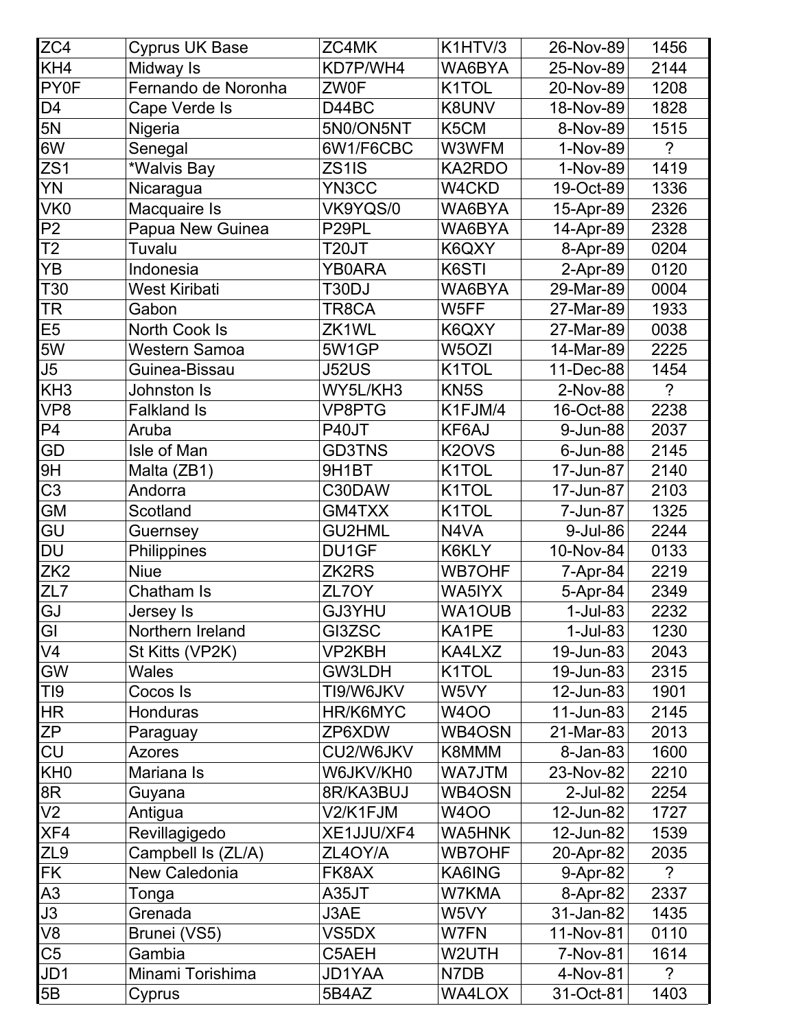| ZC4 | Cyprus UK Base | ZC4MK | K1HTV/3 | 26-Nov-89 | 1456 |
|---|---|---|---|---|---|
| KH4 | Midway Is | KD7P/WH4 | WA6BYA | 25-Nov-89 | 2144 |
| PY0F | Fernando de Noronha | ZW0F | K1TOL | 20-Nov-89 | 1208 |
| D4 | Cape Verde Is | D44BC | K8UNV | 18-Nov-89 | 1828 |
| 5N | Nigeria | 5N0/ON5NT | K5CM | 8-Nov-89 | 1515 |
| 6W | Senegal | 6W1/F6CBC | W3WFM | 1-Nov-89 | ? |
| ZS1 | *Walvis Bay | ZS1IS | KA2RDO | 1-Nov-89 | 1419 |
| YN | Nicaragua | YN3CC | W4CKD | 19-Oct-89 | 1336 |
| VK0 | Macquaire Is | VK9YQS/0 | WA6BYA | 15-Apr-89 | 2326 |
| P2 | Papua New Guinea | P29PL | WA6BYA | 14-Apr-89 | 2328 |
| T2 | Tuvalu | T20JT | K6QXY | 8-Apr-89 | 0204 |
| YB | Indonesia | YB0ARA | K6STI | 2-Apr-89 | 0120 |
| T30 | West Kiribati | T30DJ | WA6BYA | 29-Mar-89 | 0004 |
| TR | Gabon | TR8CA | W5FF | 27-Mar-89 | 1933 |
| E5 | North Cook Is | ZK1WL | K6QXY | 27-Mar-89 | 0038 |
| 5W | Western Samoa | 5W1GP | W5OZI | 14-Mar-89 | 2225 |
| J5 | Guinea-Bissau | J52US | K1TOL | 11-Dec-88 | 1454 |
| KH3 | Johnston Is | WY5L/KH3 | KN5S | 2-Nov-88 | ? |
| VP8 | Falkland Is | VP8PTG | K1FJM/4 | 16-Oct-88 | 2238 |
| P4 | Aruba | P40JT | KF6AJ | 9-Jun-88 | 2037 |
| GD | Isle of Man | GD3TNS | K2OVS | 6-Jun-88 | 2145 |
| 9H | Malta (ZB1) | 9H1BT | K1TOL | 17-Jun-87 | 2140 |
| C3 | Andorra | C30DAW | K1TOL | 17-Jun-87 | 2103 |
| GM | Scotland | GM4TXX | K1TOL | 7-Jun-87 | 1325 |
| GU | Guernsey | GU2HML | N4VA | 9-Jul-86 | 2244 |
| DU | Philippines | DU1GF | K6KLY | 10-Nov-84 | 0133 |
| ZK2 | Niue | ZK2RS | WB7OHF | 7-Apr-84 | 2219 |
| ZL7 | Chatham Is | ZL7OY | WA5IYX | 5-Apr-84 | 2349 |
| GJ | Jersey Is | GJ3YHU | WA1OUB | 1-Jul-83 | 2232 |
| GI | Northern Ireland | GI3ZSC | KA1PE | 1-Jul-83 | 1230 |
| V4 | St Kitts (VP2K) | VP2KBH | KA4LXZ | 19-Jun-83 | 2043 |
| GW | Wales | GW3LDH | K1TOL | 19-Jun-83 | 2315 |
| TI9 | Cocos Is | TI9/W6JKV | W5VY | 12-Jun-83 | 1901 |
| HR | Honduras | HR/K6MYC | W4OO | 11-Jun-83 | 2145 |
| ZP | Paraguay | ZP6XDW | WB4OSN | 21-Mar-83 | 2013 |
| CU | Azores | CU2/W6JKV | K8MMM | 8-Jan-83 | 1600 |
| KH0 | Mariana Is | W6JKV/KH0 | WA7JTM | 23-Nov-82 | 2210 |
| 8R | Guyana | 8R/KA3BUJ | WB4OSN | 2-Jul-82 | 2254 |
| V2 | Antigua | V2/K1FJM | W4OO | 12-Jun-82 | 1727 |
| XF4 | Revillagigedo | XE1JJU/XF4 | WA5HNK | 12-Jun-82 | 1539 |
| ZL9 | Campbell Is (ZL/A) | ZL4OY/A | WB7OHF | 20-Apr-82 | 2035 |
| FK | New Caledonia | FK8AX | KA6ING | 9-Apr-82 | ? |
| A3 | Tonga | A35JT | W7KMA | 8-Apr-82 | 2337 |
| J3 | Grenada | J3AE | W5VY | 31-Jan-82 | 1435 |
| V8 | Brunei (VS5) | VS5DX | W7FN | 11-Nov-81 | 0110 |
| C5 | Gambia | C5AEH | W2UTH | 7-Nov-81 | 1614 |
| JD1 | Minami Torishima | JD1YAA | N7DB | 4-Nov-81 | ? |
| 5B | Cyprus | 5B4AZ | WA4LOX | 31-Oct-81 | 1403 |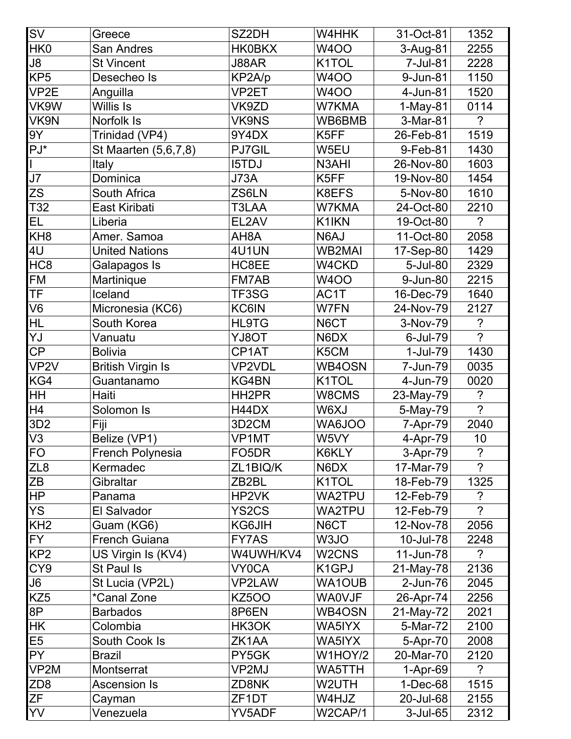| | | | | | |
|---|---|---|---|---|---|
| SV | Greece | SZ2DH | W4HHK | 31-Oct-81 | 1352 |
| HK0 | San Andres | HK0BKX | W4OO | 3-Aug-81 | 2255 |
| J8 | St Vincent | J88AR | K1TOL | 7-Jul-81 | 2228 |
| KP5 | Desecheo Is | KP2A/p | W4OO | 9-Jun-81 | 1150 |
| VP2E | Anguilla | VP2ET | W4OO | 4-Jun-81 | 1520 |
| VK9W | Willis Is | VK9ZD | W7KMA | 1-May-81 | 0114 |
| VK9N | Norfolk Is | VK9NS | WB6BMB | 3-Mar-81 | ? |
| 9Y | Trinidad (VP4) | 9Y4DX | K5FF | 26-Feb-81 | 1519 |
| PJ* | St Maarten (5,6,7,8) | PJ7GIL | W5EU | 9-Feb-81 | 1430 |
| I | Italy | I5TDJ | N3AHI | 26-Nov-80 | 1603 |
| J7 | Dominica | J73A | K5FF | 19-Nov-80 | 1454 |
| ZS | South Africa | ZS6LN | K8EFS | 5-Nov-80 | 1610 |
| T32 | East Kiribati | T3LAA | W7KMA | 24-Oct-80 | 2210 |
| EL | Liberia | EL2AV | K1IKN | 19-Oct-80 | ? |
| KH8 | Amer. Samoa | AH8A | N6AJ | 11-Oct-80 | 2058 |
| 4U | United Nations | 4U1UN | WB2MAI | 17-Sep-80 | 1429 |
| HC8 | Galapagos Is | HC8EE | W4CKD | 5-Jul-80 | 2329 |
| FM | Martinique | FM7AB | W4OO | 9-Jun-80 | 2215 |
| TF | Iceland | TF3SG | AC1T | 16-Dec-79 | 1640 |
| V6 | Micronesia (KC6) | KC6IN | W7FN | 24-Nov-79 | 2127 |
| HL | South Korea | HL9TG | N6CT | 3-Nov-79 | ? |
| YJ | Vanuatu | YJ8OT | N6DX | 6-Jul-79 | ? |
| CP | Bolivia | CP1AT | K5CM | 1-Jul-79 | 1430 |
| VP2V | British Virgin Is | VP2VDL | WB4OSN | 7-Jun-79 | 0035 |
| KG4 | Guantanamo | KG4BN | K1TOL | 4-Jun-79 | 0020 |
| HH | Haiti | HH2PR | W8CMS | 23-May-79 | ? |
| H4 | Solomon Is | H44DX | W6XJ | 5-May-79 | ? |
| 3D2 | Fiji | 3D2CM | WA6JOO | 7-Apr-79 | 2040 |
| V3 | Belize (VP1) | VP1MT | W5VY | 4-Apr-79 | 10 |
| FO | French Polynesia | FO5DR | K6KLY | 3-Apr-79 | ? |
| ZL8 | Kermadec | ZL1BIQ/K | N6DX | 17-Mar-79 | ? |
| ZB | Gibraltar | ZB2BL | K1TOL | 18-Feb-79 | 1325 |
| HP | Panama | HP2VK | WA2TPU | 12-Feb-79 | ? |
| YS | El Salvador | YS2CS | WA2TPU | 12-Feb-79 | ? |
| KH2 | Guam (KG6) | KG6JIH | N6CT | 12-Nov-78 | 2056 |
| FY | French Guiana | FY7AS | W3JO | 10-Jul-78 | 2248 |
| KP2 | US Virgin Is (KV4) | W4UWH/KV4 | W2CNS | 11-Jun-78 | ? |
| CY9 | St Paul Is | VY0CA | K1GPJ | 21-May-78 | 2136 |
| J6 | St Lucia (VP2L) | VP2LAW | WA1OUB | 2-Jun-76 | 2045 |
| KZ5 | *Canal Zone | KZ5OO | WA0VJF | 26-Apr-74 | 2256 |
| 8P | Barbados | 8P6EN | WB4OSN | 21-May-72 | 2021 |
| HK | Colombia | HK3OK | WA5IYX | 5-Mar-72 | 2100 |
| E5 | South Cook Is | ZK1AA | WA5IYX | 5-Apr-70 | 2008 |
| PY | Brazil | PY5GK | W1HOY/2 | 20-Mar-70 | 2120 |
| VP2M | Montserrat | VP2MJ | WA5TTH | 1-Apr-69 | ? |
| ZD8 | Ascension Is | ZD8NK | W2UTH | 1-Dec-68 | 1515 |
| ZF | Cayman | ZF1DT | W4HJZ | 20-Jul-68 | 2155 |
| YV | Venezuela | YV5ADF | W2CAP/1 | 3-Jul-65 | 2312 |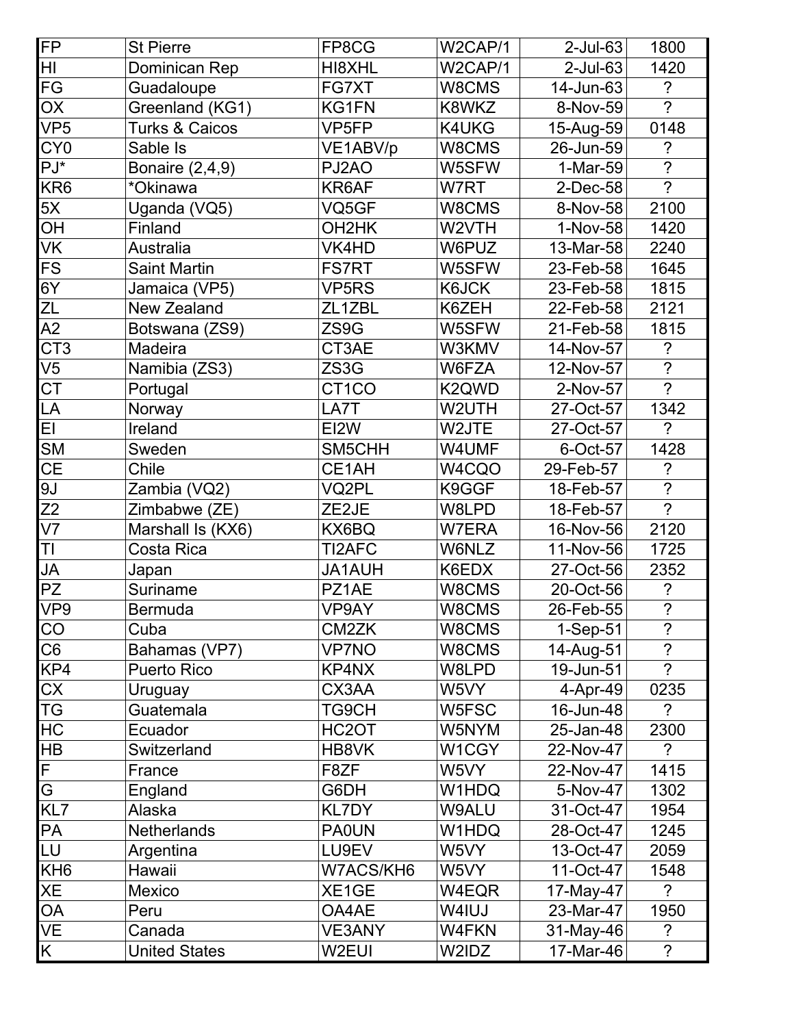| | | | | | |
|---|---|---|---|---|---|
| FP | St Pierre | FP8CG | W2CAP/1 | 2-Jul-63 | 1800 |
| HI | Dominican Rep | HI8XHL | W2CAP/1 | 2-Jul-63 | 1420 |
| FG | Guadaloupe | FG7XT | W8CMS | 14-Jun-63 | ? |
| OX | Greenland (KG1) | KG1FN | K8WKZ | 8-Nov-59 | ? |
| VP5 | Turks & Caicos | VP5FP | K4UKG | 15-Aug-59 | 0148 |
| CY0 | Sable Is | VE1ABV/p | W8CMS | 26-Jun-59 | ? |
| PJ* | Bonaire (2,4,9) | PJ2AO | W5SFW | 1-Mar-59 | ? |
| KR6 | *Okinawa | KR6AF | W7RT | 2-Dec-58 | ? |
| 5X | Uganda (VQ5) | VQ5GF | W8CMS | 8-Nov-58 | 2100 |
| OH | Finland | OH2HK | W2VTH | 1-Nov-58 | 1420 |
| VK | Australia | VK4HD | W6PUZ | 13-Mar-58 | 2240 |
| FS | Saint Martin | FS7RT | W5SFW | 23-Feb-58 | 1645 |
| 6Y | Jamaica (VP5) | VP5RS | K6JCK | 23-Feb-58 | 1815 |
| ZL | New Zealand | ZL1ZBL | K6ZEH | 22-Feb-58 | 2121 |
| A2 | Botswana (ZS9) | ZS9G | W5SFW | 21-Feb-58 | 1815 |
| CT3 | Madeira | CT3AE | W3KMV | 14-Nov-57 | ? |
| V5 | Namibia (ZS3) | ZS3G | W6FZA | 12-Nov-57 | ? |
| CT | Portugal | CT1CO | K2QWD | 2-Nov-57 | ? |
| LA | Norway | LA7T | W2UTH | 27-Oct-57 | 1342 |
| EI | Ireland | EI2W | W2JTE | 27-Oct-57 | ? |
| SM | Sweden | SM5CHH | W4UMF | 6-Oct-57 | 1428 |
| CE | Chile | CE1AH | W4CQO | 29-Feb-57 | ? |
| 9J | Zambia (VQ2) | VQ2PL | K9GGF | 18-Feb-57 | ? |
| Z2 | Zimbabwe (ZE) | ZE2JE | W8LPD | 18-Feb-57 | ? |
| V7 | Marshall Is (KX6) | KX6BQ | W7ERA | 16-Nov-56 | 2120 |
| TI | Costa Rica | TI2AFC | W6NLZ | 11-Nov-56 | 1725 |
| JA | Japan | JA1AUH | K6EDX | 27-Oct-56 | 2352 |
| PZ | Suriname | PZ1AE | W8CMS | 20-Oct-56 | ? |
| VP9 | Bermuda | VP9AY | W8CMS | 26-Feb-55 | ? |
| CO | Cuba | CM2ZK | W8CMS | 1-Sep-51 | ? |
| C6 | Bahamas (VP7) | VP7NO | W8CMS | 14-Aug-51 | ? |
| KP4 | Puerto Rico | KP4NX | W8LPD | 19-Jun-51 | ? |
| CX | Uruguay | CX3AA | W5VY | 4-Apr-49 | 0235 |
| TG | Guatemala | TG9CH | W5FSC | 16-Jun-48 | ? |
| HC | Ecuador | HC2OT | W5NYM | 25-Jan-48 | 2300 |
| HB | Switzerland | HB8VK | W1CGY | 22-Nov-47 | ? |
| F | France | F8ZF | W5VY | 22-Nov-47 | 1415 |
| G | England | G6DH | W1HDQ | 5-Nov-47 | 1302 |
| KL7 | Alaska | KL7DY | W9ALU | 31-Oct-47 | 1954 |
| PA | Netherlands | PA0UN | W1HDQ | 28-Oct-47 | 1245 |
| LU | Argentina | LU9EV | W5VY | 13-Oct-47 | 2059 |
| KH6 | Hawaii | W7ACS/KH6 | W5VY | 11-Oct-47 | 1548 |
| XE | Mexico | XE1GE | W4EQR | 17-May-47 | ? |
| OA | Peru | OA4AE | W4IUJ | 23-Mar-47 | 1950 |
| VE | Canada | VE3ANY | W4FKN | 31-May-46 | ? |
| K | United States | W2EUI | W2IDZ | 17-Mar-46 | ? |